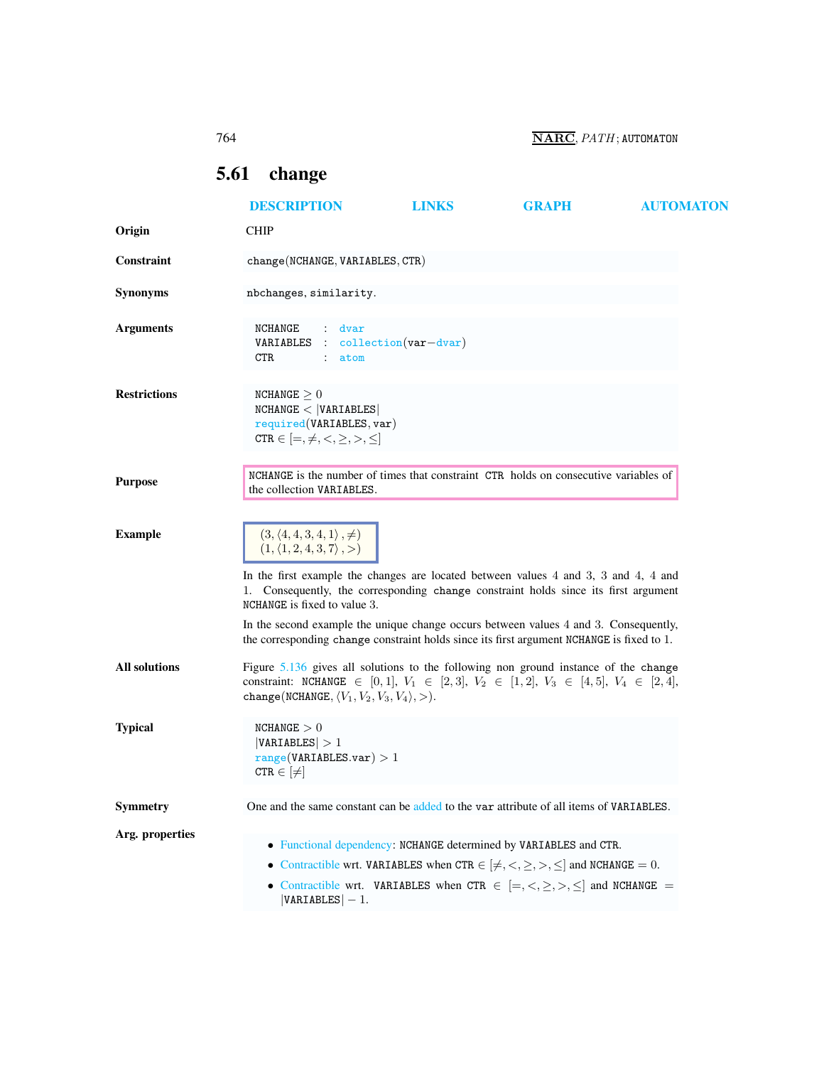## 5.61 change

DESCRIPTION LINKS GRAPH AUTOMATON

**Origin**

CHIP

**Constraint**

change(NCHANGE, VARIABLES, CTR)

**Synonyms**

nbchanges, similarity.

**Arguments**

```
NCHANGE    : dvar
VARIABLES  : collection(var-dvar)
CTR        : atom
```

**Restrictions**

NCHANGE $\geq 0$
NCHANGE $<$ |VARIABLES|
required(VARIABLES, var)
CTR $\in [=, \neq, <, \geq, >, \leq]$

**Purpose**

NCHANGE is the number of times that constraint CTR holds on consecutive variables of the collection VARIABLES.

**Example**

$(3, \langle 4, 4, 3, 4, 1\rangle, \neq)$
$(1, \langle 1, 2, 4, 3, 7\rangle, >)$

In the first example the changes are located between values 4 and 3, 3 and 4, 4 and 1. Consequently, the corresponding change constraint holds since its first argument NCHANGE is fixed to value 3.

In the second example the unique change occurs between values 4 and 3. Consequently, the corresponding change constraint holds since its first argument NCHANGE is fixed to 1.

**All solutions**

Figure 5.136 gives all solutions to the following non ground instance of the change constraint: NCHANGE $\in [0, 1]$, $V_1 \in [2, 3]$, $V_2 \in [1, 2]$, $V_3 \in [4, 5]$, $V_4 \in [2, 4]$, change(NCHANGE, $\langle V_1, V_2, V_3, V_4\rangle, >$).

**Typical**

NCHANGE $> 0$
|VARIABLES| $> 1$
range(VARIABLES.var) $> 1$
CTR $\in [\neq]$

**Symmetry**

One and the same constant can be added to the var attribute of all items of VARIABLES.

**Arg. properties**

- Functional dependency: NCHANGE determined by VARIABLES and CTR.
- Contractible wrt. VARIABLES when CTR $\in [\neq, <, \geq, >, \leq]$ and NCHANGE $= 0$.
- Contractible wrt. VARIABLES when CTR $\in [=, <, \geq, >, \leq]$ and NCHANGE $=$ |VARIABLES| $- 1$.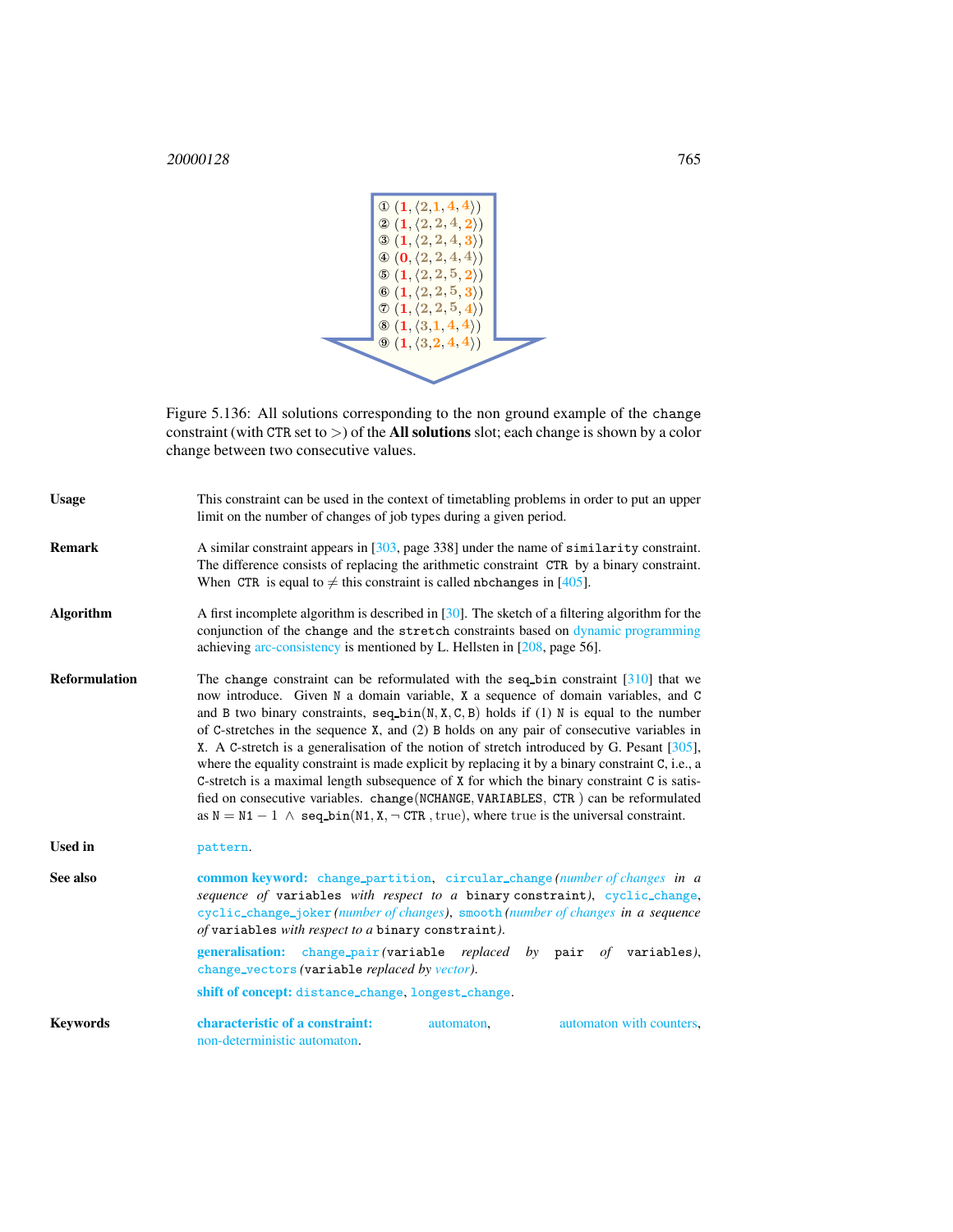① $(1, \langle 2, 1, 4, 4 \rangle)$
② $(1, \langle 2, 2, 4, 2 \rangle)$
③ $(1, \langle 2, 2, 4, 3 \rangle)$
④ $(0, \langle 2, 2, 4, 4 \rangle)$
⑤ $(1, \langle 2, 2, 5, 2 \rangle)$
⑥ $(1, \langle 2, 2, 5, 3 \rangle)$
⑦ $(1, \langle 2, 2, 5, 4 \rangle)$
⑧ $(1, \langle 3, 1, 4, 4 \rangle)$
⑨ $(1, \langle 3, 2, 4, 4 \rangle)$

Figure 5.136: All solutions corresponding to the non ground example of the `change` constraint (with `CTR` set to $>$) of the **All solutions** slot; each change is shown by a color change between two consecutive values.

**Usage**

This constraint can be used in the context of timetabling problems in order to put an upper limit on the number of changes of job types during a given period.

**Remark**

A similar constraint appears in [303, page 338] under the name of `similarity` constraint. The difference consists of replacing the arithmetic constraint `CTR` by a binary constraint. When `CTR` is equal to $\neq$ this constraint is called `nbchanges` in [405].

**Algorithm**

A first incomplete algorithm is described in [30]. The sketch of a filtering algorithm for the conjunction of the `change` and the `stretch` constraints based on dynamic programming achieving arc-consistency is mentioned by L. Hellsten in [208, page 56].

**Reformulation**

The `change` constraint can be reformulated with the `seq_bin` constraint [310] that we now introduce. Given `N` a domain variable, `X` a sequence of domain variables, and `C` and `B` two binary constraints, `seq_bin(N, X, C, B)` holds if (1) `N` is equal to the number of `C`-stretches in the sequence `X`, and (2) `B` holds on any pair of consecutive variables in `X`. A `C`-stretch is a generalisation of the notion of stretch introduced by G. Pesant [305], where the equality constraint is made explicit by replacing it by a binary constraint `C`, i.e., a `C`-stretch is a maximal length subsequence of `X` for which the binary constraint `C` is satisfied on consecutive variables. `change(NCHANGE, VARIABLES, CTR)` can be reformulated as $\mathtt{N} = \mathtt{N1} - 1 \;\wedge\;$ `seq_bin`$(\mathtt{N1}, \mathtt{X}, \neg\,\mathtt{CTR}, \mathrm{true})$, where true is the universal constraint.

**Used in**

`pattern`.

**See also**

**common keyword:** `change_partition`, `circular_change` *(number of changes in a sequence of* `variables` *with respect to a* `binary constraint`*)*, `cyclic_change`, `cyclic_change_joker` *(number of changes)*, `smooth` *(number of changes in a sequence of* `variables` *with respect to a* `binary constraint`*)*.

**generalisation:** `change_pair` *(*`variable` *replaced by* `pair of variables`*)*, `change_vectors` *(*`variable` *replaced by vector)*.

**shift of concept:** `distance_change`, `longest_change`.

**Keywords**

**characteristic of a constraint:** automaton, automaton with counters, non-deterministic automaton.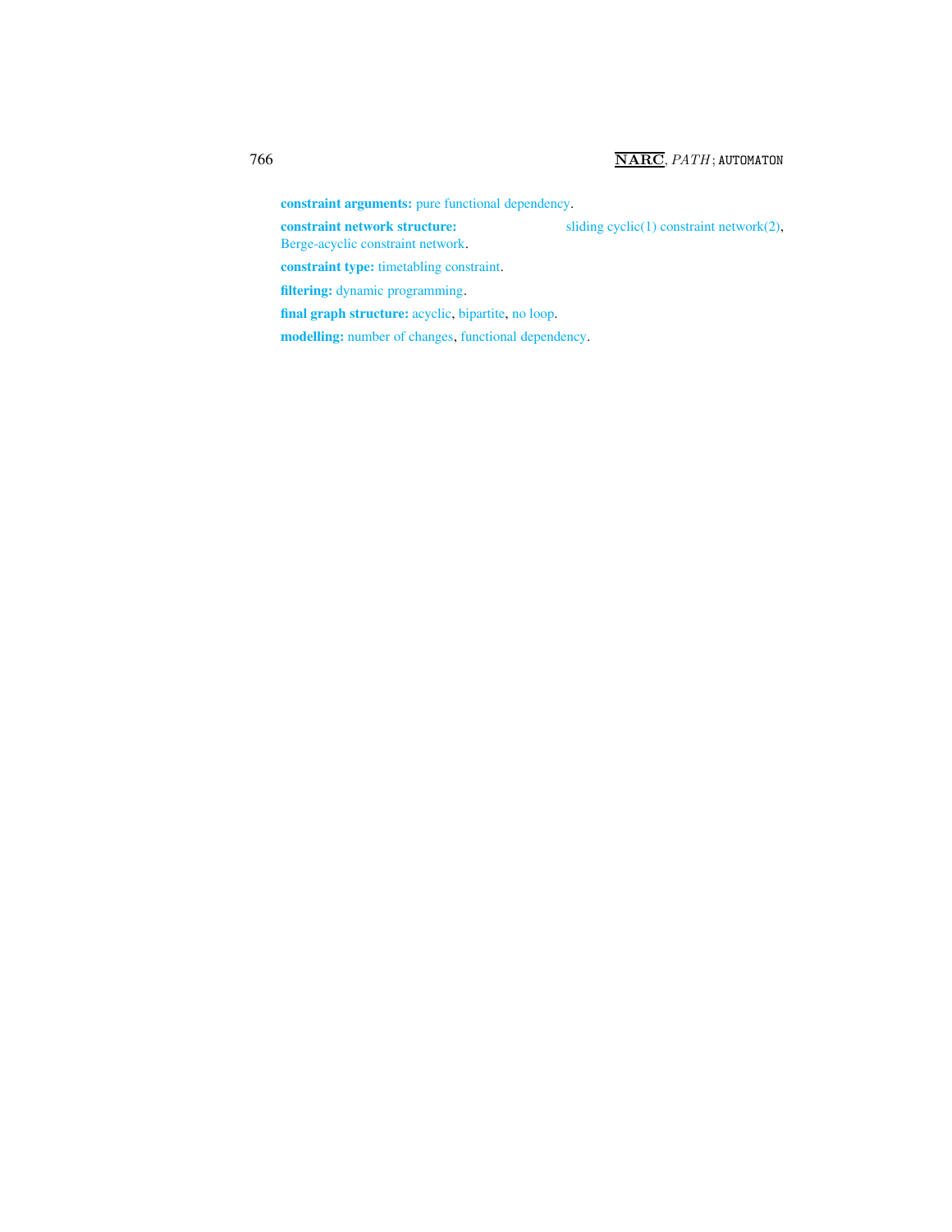**constraint arguments:** pure functional dependency.

**constraint network structure:** sliding cyclic(1) constraint network(2), Berge-acyclic constraint network.

**constraint type:** timetabling constraint.

**filtering:** dynamic programming.

**final graph structure:** acyclic, bipartite, no loop.

**modelling:** number of changes, functional dependency.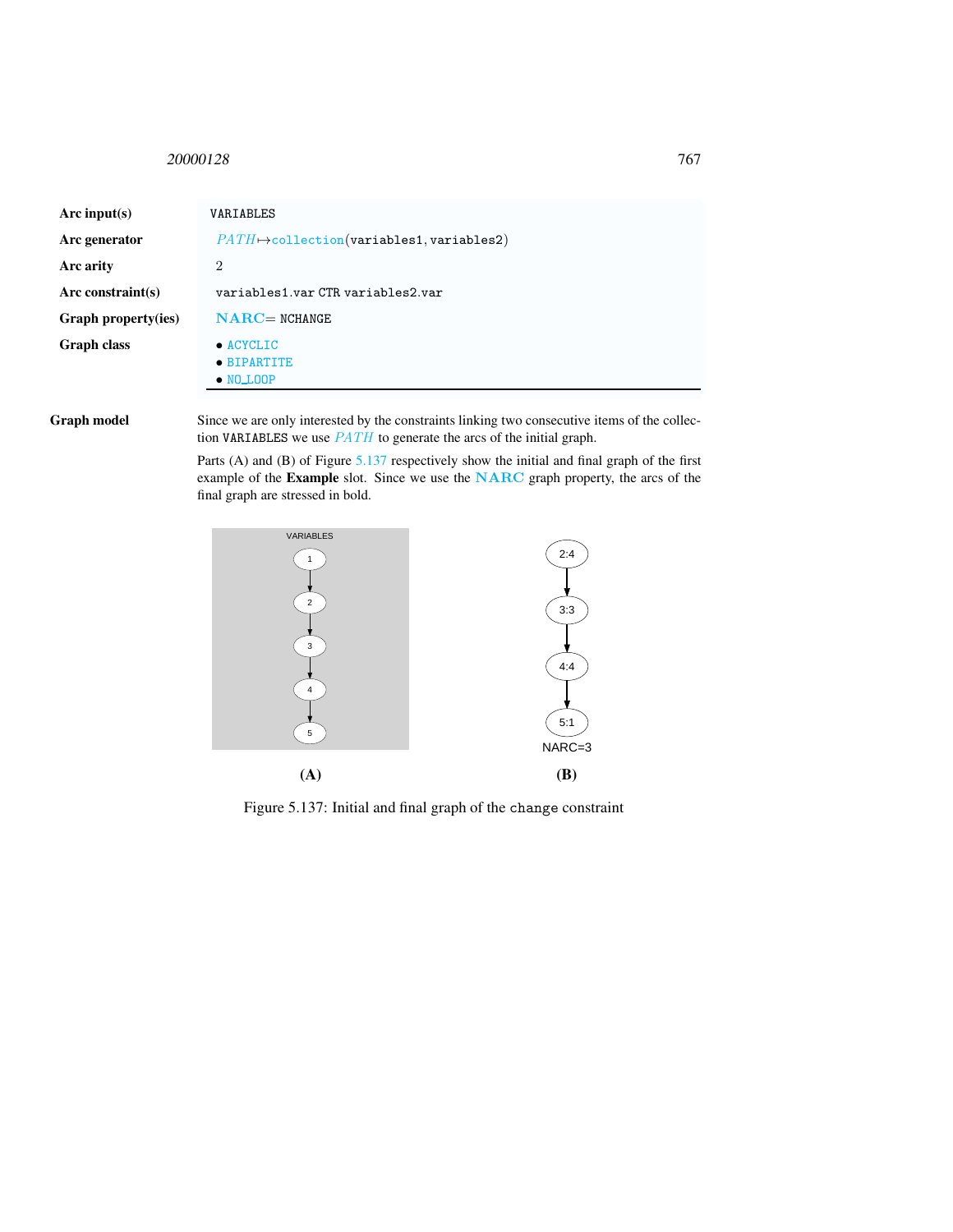| | |
|---|---|
| **Arc input(s)** | VARIABLES |
| **Arc generator** | *PATH* ↦ collection(variables1, variables2) |
| **Arc arity** | 2 |
| **Arc constraint(s)** | variables1.var CTR variables2.var |
| **Graph property(ies)** | **NARC** = NCHANGE |
| **Graph class** | • ACYCLIC • BIPARTITE • NO_LOOP |

**Graph model** Since we are only interested by the constraints linking two consecutive items of the collection VARIABLES we use *PATH* to generate the arcs of the initial graph.

Parts (A) and (B) of Figure 5.137 respectively show the initial and final graph of the first example of the **Example** slot. Since we use the **NARC** graph property, the arcs of the final graph are stressed in bold.

(A) VARIABLES: 1 → 2 → 3 → 4 → 5

(B) 2:4 → 3:3 → 4:4 → 5:1, NARC=3

Figure 5.137: Initial and final graph of the change constraint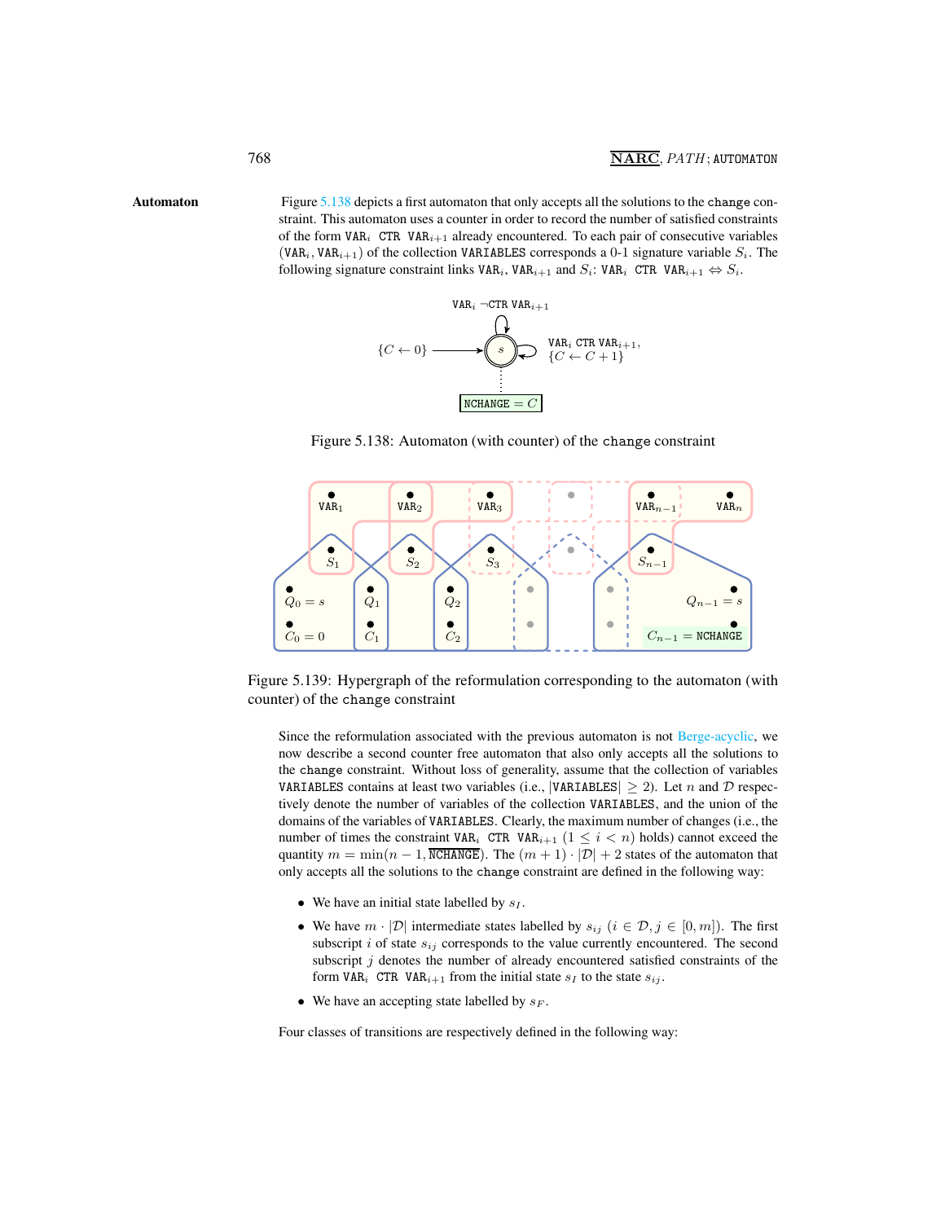## Automaton

Figure 5.138 depicts a first automaton that only accepts all the solutions to the `change` constraint. This automaton uses a counter in order to record the number of satisfied constraints of the form $\texttt{VAR}_i$ CTR $\texttt{VAR}_{i+1}$ already encountered. To each pair of consecutive variables $(\texttt{VAR}_i, \texttt{VAR}_{i+1})$ of the collection VARIABLES corresponds a 0-1 signature variable $S_i$. The following signature constraint links $\texttt{VAR}_i$, $\texttt{VAR}_{i+1}$ and $S_i$: $\texttt{VAR}_i$ CTR $\texttt{VAR}_{i+1} \Leftrightarrow S_i$.

Figure 5.138: Automaton (with counter) of the `change` constraint

Figure 5.139: Hypergraph of the reformulation corresponding to the automaton (with counter) of the `change` constraint

Since the reformulation associated with the previous automaton is not Berge-acyclic, we now describe a second counter free automaton that also only accepts all the solutions to the `change` constraint. Without loss of generality, assume that the collection of variables VARIABLES contains at least two variables (i.e., $|\texttt{VARIABLES}| \geq 2$). Let $n$ and $\mathcal{D}$ respectively denote the number of variables of the collection VARIABLES, and the union of the domains of the variables of VARIABLES. Clearly, the maximum number of changes (i.e., the number of times the constraint $\texttt{VAR}_i$ CTR $\texttt{VAR}_{i+1}$ $(1 \leq i < n)$ holds) cannot exceed the quantity $m = \min(n-1, \overline{\texttt{NCHANGE}})$. The $(m+1) \cdot |\mathcal{D}| + 2$ states of the automaton that only accepts all the solutions to the `change` constraint are defined in the following way:

- We have an initial state labelled by $s_I$.
- We have $m \cdot |\mathcal{D}|$ intermediate states labelled by $s_{ij}$ $(i \in \mathcal{D}, j \in [0, m])$. The first subscript $i$ of state $s_{ij}$ corresponds to the value currently encountered. The second subscript $j$ denotes the number of already encountered satisfied constraints of the form $\texttt{VAR}_i$ CTR $\texttt{VAR}_{i+1}$ from the initial state $s_I$ to the state $s_{ij}$.
- We have an accepting state labelled by $s_F$.

Four classes of transitions are respectively defined in the following way: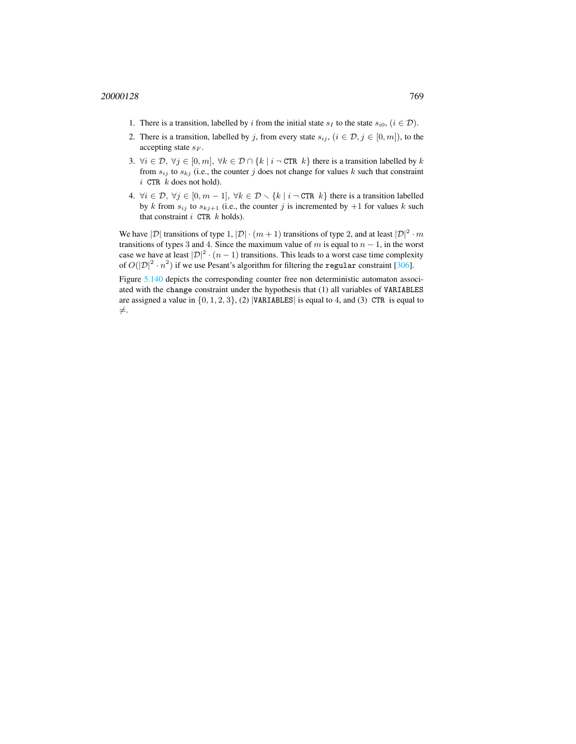1. There is a transition, labelled by $i$ from the initial state $s_I$ to the state $s_{i0}$, $(i \in \mathcal{D})$.
2. There is a transition, labelled by $j$, from every state $s_{ij}$, $(i \in \mathcal{D}, j \in [0, m])$, to the accepting state $s_F$.
3. $\forall i \in \mathcal{D},\ \forall j \in [0, m],\ \forall k \in \mathcal{D} \cap \{k \mid i \neg\ \texttt{CTR}\ k\}$ there is a transition labelled by $k$ from $s_{ij}$ to $s_{kj}$ (i.e., the counter $j$ does not change for values $k$ such that constraint $i$ `CTR` $k$ does not hold).
4. $\forall i \in \mathcal{D},\ \forall j \in [0, m-1],\ \forall k \in \mathcal{D} \setminus \{k \mid i \neg\ \texttt{CTR}\ k\}$ there is a transition labelled by $k$ from $s_{ij}$ to $s_{kj+1}$ (i.e., the counter $j$ is incremented by $+1$ for values $k$ such that constraint $i$ `CTR` $k$ holds).

We have $|\mathcal{D}|$ transitions of type 1, $|\mathcal{D}| \cdot (m+1)$ transitions of type 2, and at least $|\mathcal{D}|^2 \cdot m$ transitions of types 3 and 4. Since the maximum value of $m$ is equal to $n-1$, in the worst case we have at least $|\mathcal{D}|^2 \cdot (n-1)$ transitions. This leads to a worst case time complexity of $O(|\mathcal{D}|^2 \cdot n^2)$ if we use Pesant's algorithm for filtering the `regular` constraint [306].

Figure 5.140 depicts the corresponding counter free non deterministic automaton associated with the `change` constraint under the hypothesis that (1) all variables of `VARIABLES` are assigned a value in $\{0, 1, 2, 3\}$, (2) $|\texttt{VARIABLES}|$ is equal to 4, and (3) `CTR` is equal to $\neq$.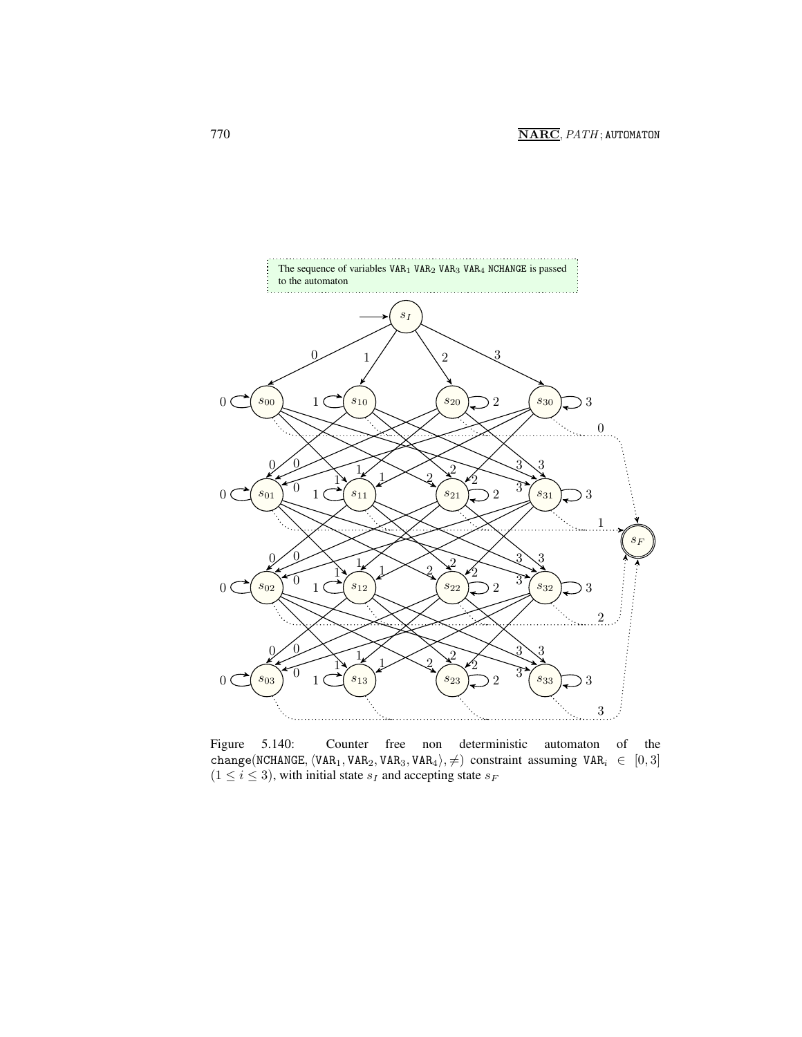The sequence of variables $\texttt{VAR}_1$ $\texttt{VAR}_2$ $\texttt{VAR}_3$ $\texttt{VAR}_4$ NCHANGE is passed to the automaton

Figure 5.140: Counter free non deterministic automaton of the change(NCHANGE, $\langle \texttt{VAR}_1, \texttt{VAR}_2, \texttt{VAR}_3, \texttt{VAR}_4 \rangle, \neq$) constraint assuming $\texttt{VAR}_i \in [0, 3]$ $(1 \leq i \leq 3)$, with initial state $s_I$ and accepting state $s_F$